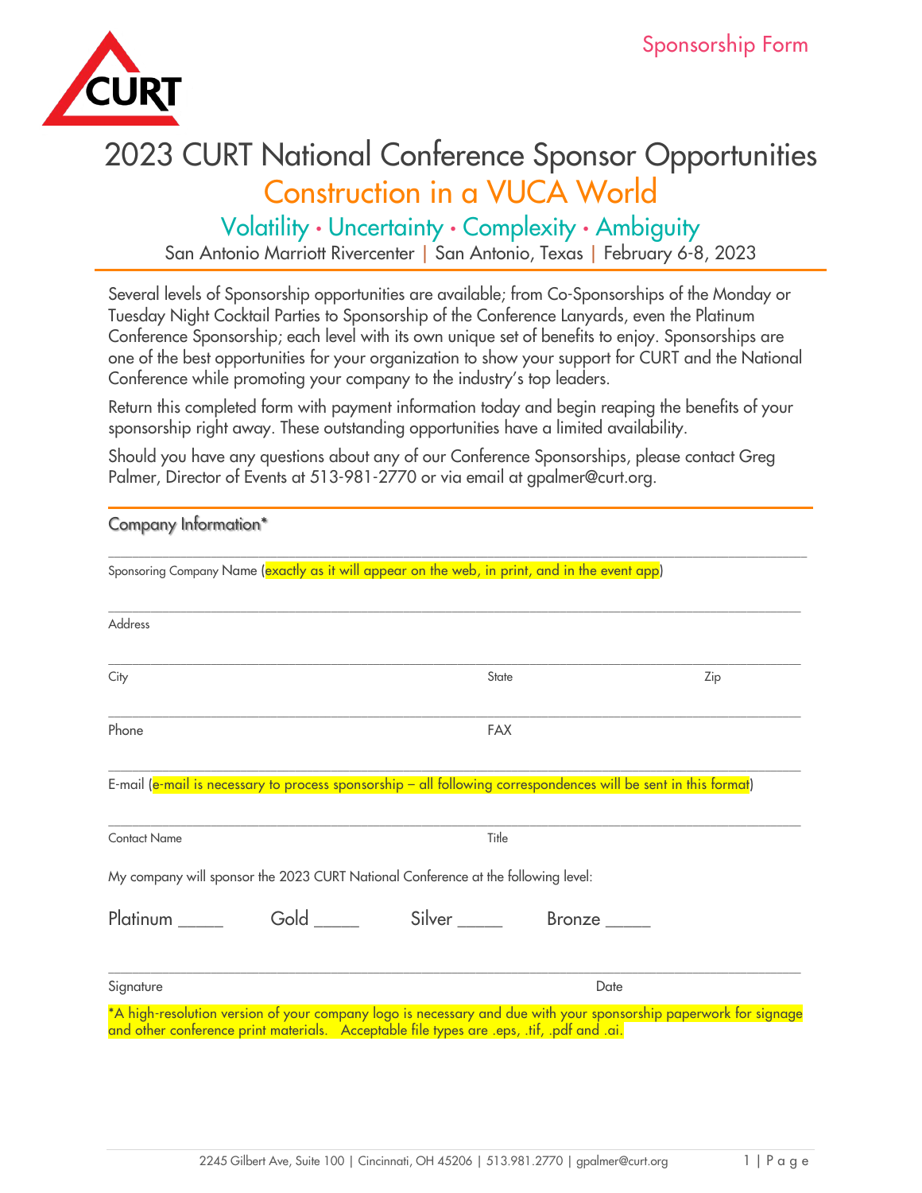CURT

Sponsorship Form

# 2023 CURT National Conference Sponsor Opportunities

## Construction in a VUCA World

### Volatility · Uncertainty · Complexity · Ambiguity

San Antonio Marriott Rivercenter | San Antonio, Texas | February 6-8, 2023

Several levels of Sponsorship opportunities are available; from Co-Sponsorships of the Monday or Tuesday Night Cocktail Parties to Sponsorship of the Conference Lanyards, even the Platinum Conference Sponsorship; each level with its own unique set of benefits to enjoy. Sponsorships are one of the best opportunities for your organization to show your support for CURT and the National Conference while promoting your company to the industry's top leaders.

Return this completed form with payment information today and begin reaping the benefits of your sponsorship right away. These outstanding opportunities have a limited availability.

Should you have any questions about any of our Conference Sponsorships, please contact Greg Palmer, Director of Events at 513-981-2770 or via email at gpalmer@curt.org.

## Company Information*

\_\_\_\_\_\_\_\_\_\_\_\_\_\_\_\_\_\_\_\_\_\_\_\_\_\_\_\_\_\_\_\_\_\_\_\_\_\_\_\_\_\_\_\_\_\_\_\_\_\_\_\_\_\_\_\_\_\_\_\_\_\_\_\_\_\_\_\_\_\_

Sponsoring Company Name (exactly as it will appear on the web, in print, and in the event app)

\_\_\_\_\_\_\_\_\_\_\_\_\_\_\_\_\_\_\_\_\_\_\_\_\_\_\_\_\_\_\_\_\_\_\_\_\_\_\_\_\_\_\_\_\_\_\_\_\_\_\_\_\_\_\_\_\_\_\_\_\_\_\_\_\_\_\_\_\_\_

Address

\_\_\_\_\_\_\_\_\_\_\_\_\_\_\_\_\_\_\_\_\_\_\_\_\_\_\_\_\_\_\_\_\_\_\_\_\_\_\_\_\_\_\_\_\_\_\_\_\_\_\_\_\_\_\_\_\_\_\_\_\_\_\_\_\_\_\_\_\_\_

City State Zip

\_\_\_\_\_\_\_\_\_\_\_\_\_\_\_\_\_\_\_\_\_\_\_\_\_\_\_\_\_\_\_\_\_\_\_\_\_\_\_\_\_\_\_\_\_\_\_\_\_\_\_\_\_\_\_\_\_\_\_\_\_\_\_\_\_\_\_\_\_\_

Phone FAX

\_\_\_\_\_\_\_\_\_\_\_\_\_\_\_\_\_\_\_\_\_\_\_\_\_\_\_\_\_\_\_\_\_\_\_\_\_\_\_\_\_\_\_\_\_\_\_\_\_\_\_\_\_\_\_\_\_\_\_\_\_\_\_\_\_\_\_\_\_\_

E-mail (e-mail is necessary to process sponsorship – all following correspondences will be sent in this format)

\_\_\_\_\_\_\_\_\_\_\_\_\_\_\_\_\_\_\_\_\_\_\_\_\_\_\_\_\_\_\_\_\_\_\_\_\_\_\_\_\_\_\_\_\_\_\_\_\_\_\_\_\_\_\_\_\_\_\_\_\_\_\_\_\_\_\_\_\_\_

Contact Name Title

My company will sponsor the 2023 CURT National Conference at the following level:

Platinum \_\_\_\_\_ Gold \_\_\_\_\_ Silver \_\_\_\_\_ Bronze \_\_\_\_\_

\_\_\_\_\_\_\_\_\_\_\_\_\_\_\_\_\_\_\_\_\_\_\_\_\_\_\_\_\_\_\_\_\_\_\_\_\_\_\_\_\_\_\_\_\_\_\_\_\_\_\_\_\_\_\_\_\_\_\_\_\_\_\_\_\_\_\_\_\_\_

Signature Date

*A high-resolution version of your company logo is necessary and due with your sponsorship paperwork for signage and other conference print materials. Acceptable file types are .eps, .tif, .pdf and .ai.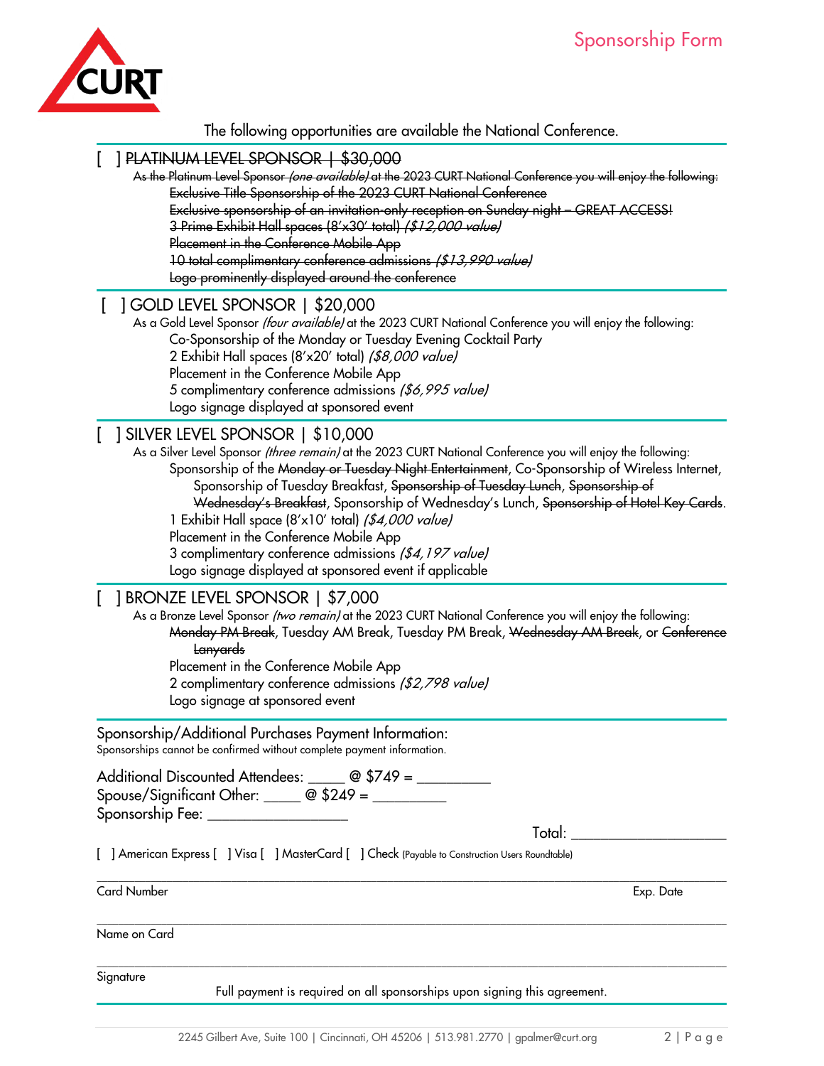# Sponsorship Form

The following opportunities are available the National Conference.

[ ] ~~PLATINUM LEVEL SPONSOR | $30,000~~

~~As the Platinum Level Sponsor *(one available)* at the 2023 CURT National Conference you will enjoy the following:~~

- ~~Exclusive Title Sponsorship of the 2023 CURT National Conference~~
- ~~Exclusive sponsorship of an invitation-only reception on Sunday night – GREAT ACCESS!~~
- ~~3 Prime Exhibit Hall spaces (8'x30' total) *($12,000 value)*~~
- ~~Placement in the Conference Mobile App~~
- ~~10 total complimentary conference admissions *($13,990 value)*~~
- ~~Logo prominently displayed around the conference~~

[ ] GOLD LEVEL SPONSOR | $20,000

As a Gold Level Sponsor *(four available)* at the 2023 CURT National Conference you will enjoy the following:

- Co-Sponsorship of the Monday or Tuesday Evening Cocktail Party
- 2 Exhibit Hall spaces (8'x20' total) *($8,000 value)*
- Placement in the Conference Mobile App
- 5 complimentary conference admissions *($6,995 value)*
- Logo signage displayed at sponsored event

[ ] SILVER LEVEL SPONSOR | $10,000

As a Silver Level Sponsor *(three remain)* at the 2023 CURT National Conference you will enjoy the following:

- Sponsorship of the ~~Monday or Tuesday Night Entertainment~~, Co-Sponsorship of Wireless Internet, Sponsorship of Tuesday Breakfast, ~~Sponsorship of Tuesday Lunch~~, ~~Sponsorship of Wednesday's Breakfast~~, Sponsorship of Wednesday's Lunch, ~~Sponsorship of Hotel Key Cards~~.
- 1 Exhibit Hall space (8'x10' total) *($4,000 value)*
- Placement in the Conference Mobile App
- 3 complimentary conference admissions *($4,197 value)*
- Logo signage displayed at sponsored event if applicable

[ ] BRONZE LEVEL SPONSOR | $7,000

As a Bronze Level Sponsor *(two remain)* at the 2023 CURT National Conference you will enjoy the following:

- ~~Monday PM Break~~, Tuesday AM Break, Tuesday PM Break, ~~Wednesday AM Break~~, or ~~Conference Lanyards~~
- Placement in the Conference Mobile App
- 2 complimentary conference admissions *($2,798 value)*
- Logo signage at sponsored event

Sponsorship/Additional Purchases Payment Information:
Sponsorships cannot be confirmed without complete payment information.

Additional Discounted Attendees: _____ @ $749 = _________
Spouse/Significant Other: _____ @ $249 = _________
Sponsorship Fee: _________________

Total: ___________________

[ ] American Express [ ] Visa [ ] MasterCard [ ] Check (Payable to Construction Users Roundtable)

Card Number ______________________________ Exp. Date __________

Name on Card ______________________________

Signature ______________________________

Full payment is required on all sponsorships upon signing this agreement.

2245 Gilbert Ave, Suite 100 | Cincinnati, OH 45206 | 513.981.2770 | gpalmer@curt.org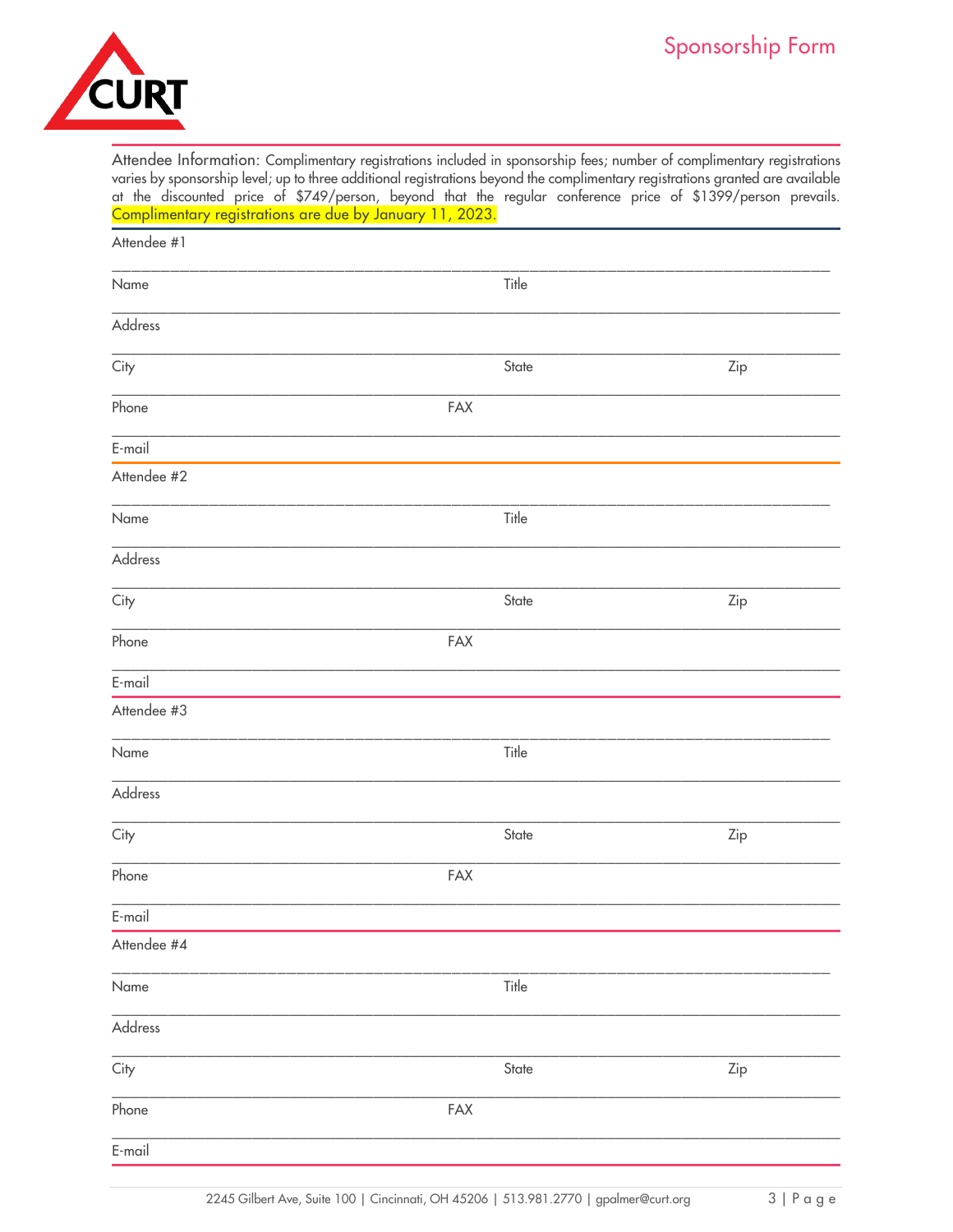CURT

# Sponsorship Form

**Attendee Information:** Complimentary registrations included in sponsorship fees; number of complimentary registrations varies by sponsorship level; up to three additional registrations beyond the complimentary registrations granted are available at the discounted price of $749/person, beyond that the regular conference price of $1399/person prevails. Complimentary registrations are due by January 11, 2023.

---

Attendee #1

______________________________________________________________________________

Name Title

______________________________________________________________________________

Address

______________________________________________________________________________

City State Zip

______________________________________________________________________________

Phone FAX

______________________________________________________________________________

E-mail

---

Attendee #2

______________________________________________________________________________

Name Title

______________________________________________________________________________

Address

______________________________________________________________________________

City State Zip

______________________________________________________________________________

Phone FAX

______________________________________________________________________________

E-mail

---

Attendee #3

______________________________________________________________________________

Name Title

______________________________________________________________________________

Address

______________________________________________________________________________

City State Zip

______________________________________________________________________________

Phone FAX

______________________________________________________________________________

E-mail

---

Attendee #4

______________________________________________________________________________

Name Title

______________________________________________________________________________

Address

______________________________________________________________________________

City State Zip

______________________________________________________________________________

Phone FAX

______________________________________________________________________________

E-mail

---

2245 Gilbert Ave, Suite 100 | Cincinnati, OH 45206 | 513.981.2770 | gpalmer@curt.org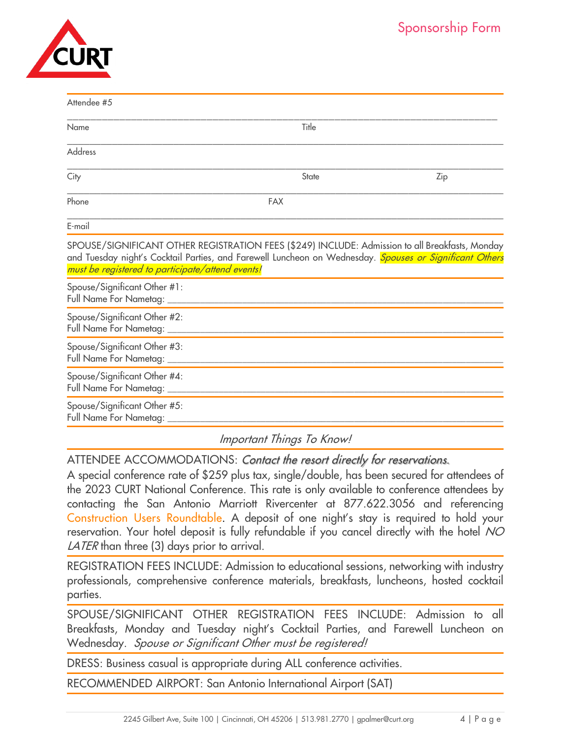CURT

Sponsorship Form

Attendee #5

Name _______________ Title _______________

Address _______________

City _______________ State _______________ Zip _______________

Phone _______________ FAX _______________

E-mail _______________

SPOUSE/SIGNIFICANT OTHER REGISTRATION FEES ($249) INCLUDE: Admission to all Breakfasts, Monday and Tuesday night's Cocktail Parties, and Farewell Luncheon on Wednesday. *Spouses or Significant Others must be registered to participate/attend events!*

Spouse/Significant Other #1:
Full Name For Nametag: _______________

Spouse/Significant Other #2:
Full Name For Nametag: _______________

Spouse/Significant Other #3:
Full Name For Nametag: _______________

Spouse/Significant Other #4:
Full Name For Nametag: _______________

Spouse/Significant Other #5:
Full Name For Nametag: _______________

*Important Things To Know!*

ATTENDEE ACCOMMODATIONS: *Contact the resort directly for reservations.*

A special conference rate of $259 plus tax, single/double, has been secured for attendees of the 2023 CURT National Conference. This rate is only available to conference attendees by contacting the San Antonio Marriott Rivercenter at 877.622.3056 and referencing Construction Users Roundtable. A deposit of one night's stay is required to hold your reservation. Your hotel deposit is fully refundable if you cancel directly with the hotel *NO LATER* than three (3) days prior to arrival.

REGISTRATION FEES INCLUDE: Admission to educational sessions, networking with industry professionals, comprehensive conference materials, breakfasts, luncheons, hosted cocktail parties.

SPOUSE/SIGNIFICANT OTHER REGISTRATION FEES INCLUDE: Admission to all Breakfasts, Monday and Tuesday night's Cocktail Parties, and Farewell Luncheon on Wednesday. *Spouse or Significant Other must be registered!*

DRESS: Business casual is appropriate during ALL conference activities.

RECOMMENDED AIRPORT: San Antonio International Airport (SAT)

2245 Gilbert Ave, Suite 100 | Cincinnati, OH 45206 | 513.981.2770 | gpalmer@curt.org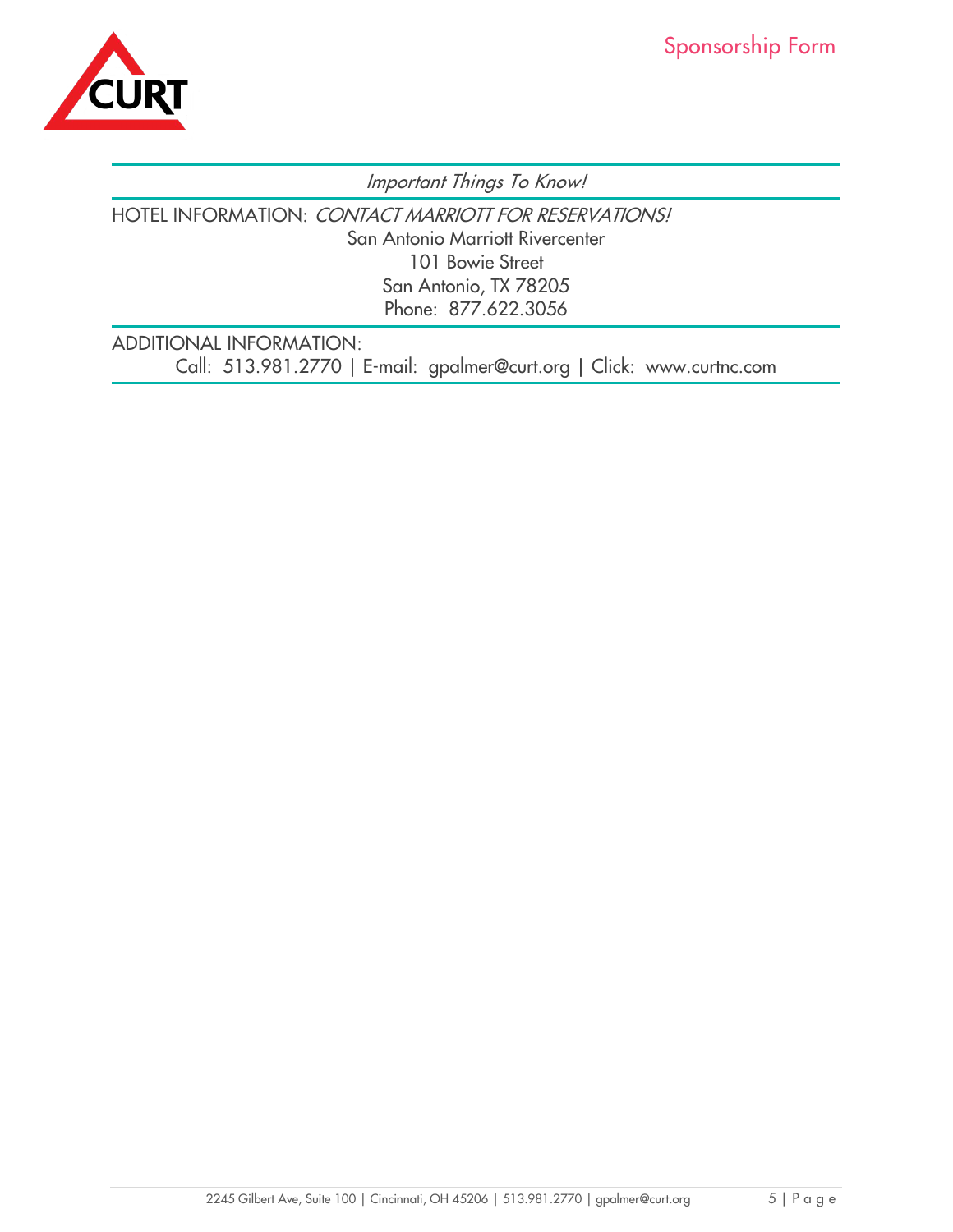*Important Things To Know!*

HOTEL INFORMATION: *CONTACT MARRIOTT FOR RESERVATIONS!*

San Antonio Marriott Rivercenter
101 Bowie Street
San Antonio, TX 78205
Phone: 877.622.3056

ADDITIONAL INFORMATION:

Call: 513.981.2770 | E-mail: gpalmer@curt.org | Click: www.curtnc.com